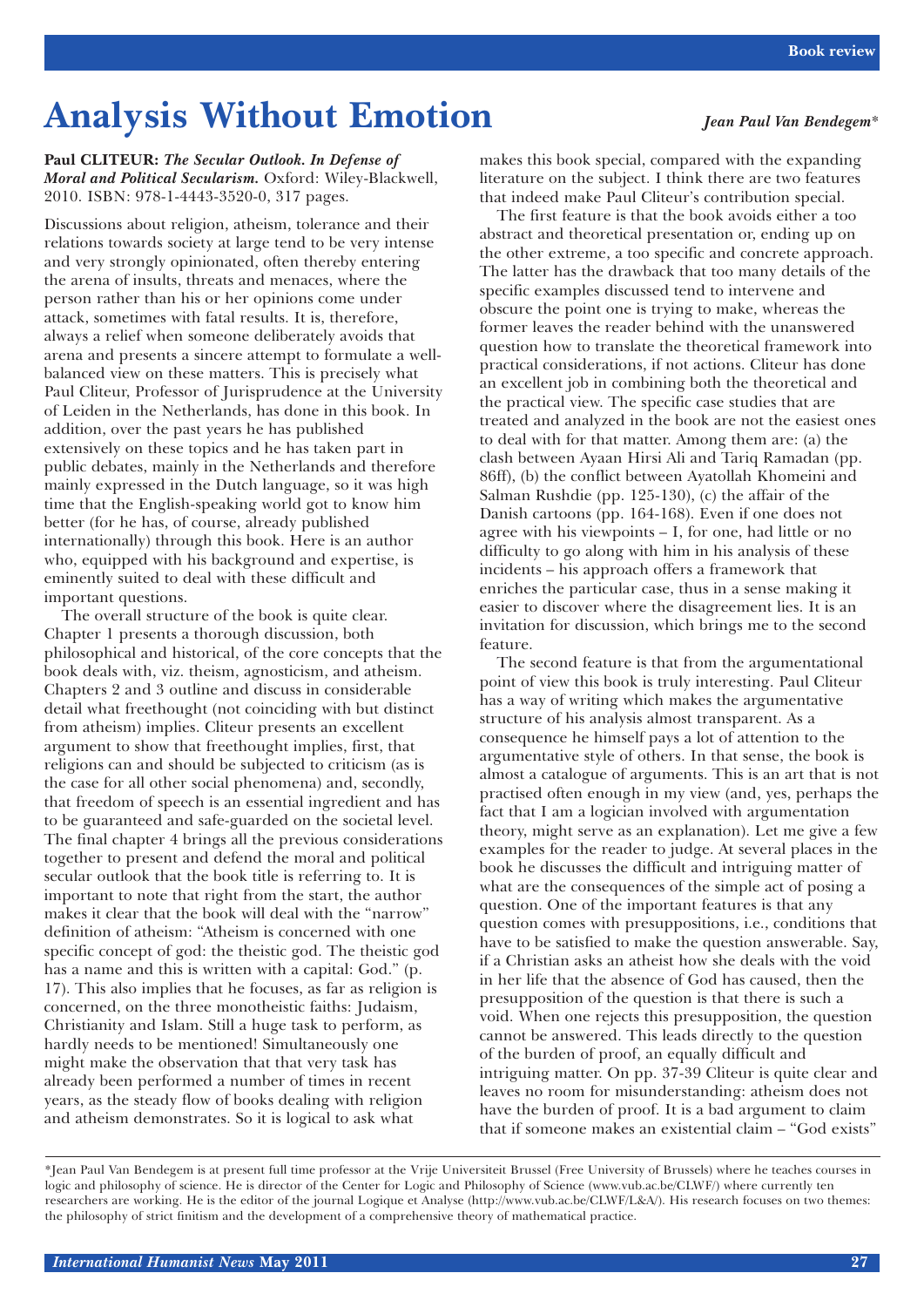# Analysis Without Emotion

*Jean Paul Van Bendegem**

**Paul CLITEUR:** ***The Secular Outlook. In Defense of Moral and Political Secularism.*** Oxford: Wiley-Blackwell, 2010. ISBN: 978-1-4443-3520-0, 317 pages.

Discussions about religion, atheism, tolerance and their relations towards society at large tend to be very intense and very strongly opinionated, often thereby entering the arena of insults, threats and menaces, where the person rather than his or her opinions come under attack, sometimes with fatal results. It is, therefore, always a relief when someone deliberately avoids that arena and presents a sincere attempt to formulate a well-balanced view on these matters. This is precisely what Paul Cliteur, Professor of Jurisprudence at the University of Leiden in the Netherlands, has done in this book. In addition, over the past years he has published extensively on these topics and he has taken part in public debates, mainly in the Netherlands and therefore mainly expressed in the Dutch language, so it was high time that the English-speaking world got to know him better (for he has, of course, already published internationally) through this book. Here is an author who, equipped with his background and expertise, is eminently suited to deal with these difficult and important questions.

The overall structure of the book is quite clear. Chapter 1 presents a thorough discussion, both philosophical and historical, of the core concepts that the book deals with, viz. theism, agnosticism, and atheism. Chapters 2 and 3 outline and discuss in considerable detail what freethought (not coinciding with but distinct from atheism) implies. Cliteur presents an excellent argument to show that freethought implies, first, that religions can and should be subjected to criticism (as is the case for all other social phenomena) and, secondly, that freedom of speech is an essential ingredient and has to be guaranteed and safe-guarded on the societal level. The final chapter 4 brings all the previous considerations together to present and defend the moral and political secular outlook that the book title is referring to. It is important to note that right from the start, the author makes it clear that the book will deal with the "narrow" definition of atheism: "Atheism is concerned with one specific concept of god: the theistic god. The theistic god has a name and this is written with a capital: God." (p. 17). This also implies that he focuses, as far as religion is concerned, on the three monotheistic faiths: Judaism, Christianity and Islam. Still a huge task to perform, as hardly needs to be mentioned! Simultaneously one might make the observation that that very task has already been performed a number of times in recent years, as the steady flow of books dealing with religion and atheism demonstrates. So it is logical to ask what makes this book special, compared with the expanding literature on the subject. I think there are two features that indeed make Paul Cliteur's contribution special.

The first feature is that the book avoids either a too abstract and theoretical presentation or, ending up on the other extreme, a too specific and concrete approach. The latter has the drawback that too many details of the specific examples discussed tend to intervene and obscure the point one is trying to make, whereas the former leaves the reader behind with the unanswered question how to translate the theoretical framework into practical considerations, if not actions. Cliteur has done an excellent job in combining both the theoretical and the practical view. The specific case studies that are treated and analyzed in the book are not the easiest ones to deal with for that matter. Among them are: (a) the clash between Ayaan Hirsi Ali and Tariq Ramadan (pp. 86ff), (b) the conflict between Ayatollah Khomeini and Salman Rushdie (pp. 125-130), (c) the affair of the Danish cartoons (pp. 164-168). Even if one does not agree with his viewpoints – I, for one, had little or no difficulty to go along with him in his analysis of these incidents – his approach offers a framework that enriches the particular case, thus in a sense making it easier to discover where the disagreement lies. It is an invitation for discussion, which brings me to the second feature.

The second feature is that from the argumentational point of view this book is truly interesting. Paul Cliteur has a way of writing which makes the argumentative structure of his analysis almost transparent. As a consequence he himself pays a lot of attention to the argumentative style of others. In that sense, the book is almost a catalogue of arguments. This is an art that is not practised often enough in my view (and, yes, perhaps the fact that I am a logician involved with argumentation theory, might serve as an explanation). Let me give a few examples for the reader to judge. At several places in the book he discusses the difficult and intriguing matter of what are the consequences of the simple act of posing a question. One of the important features is that any question comes with presuppositions, i.e., conditions that have to be satisfied to make the question answerable. Say, if a Christian asks an atheist how she deals with the void in her life that the absence of God has caused, then the presupposition of the question is that there is such a void. When one rejects this presupposition, the question cannot be answered. This leads directly to the question of the burden of proof, an equally difficult and intriguing matter. On pp. 37-39 Cliteur is quite clear and leaves no room for misunderstanding: atheism does not have the burden of proof. It is a bad argument to claim that if someone makes an existential claim – "God exists"

---

*Jean Paul Van Bendegem is at present full time professor at the Vrije Universiteit Brussel (Free University of Brussels) where he teaches courses in logic and philosophy of science. He is director of the Center for Logic and Philosophy of Science (www.vub.ac.be/CLWF/) where currently ten researchers are working. He is the editor of the journal Logique et Analyse (http://www.vub.ac.be/CLWF/L&A/). His research focuses on two themes: the philosophy of strict finitism and the development of a comprehensive theory of mathematical practice.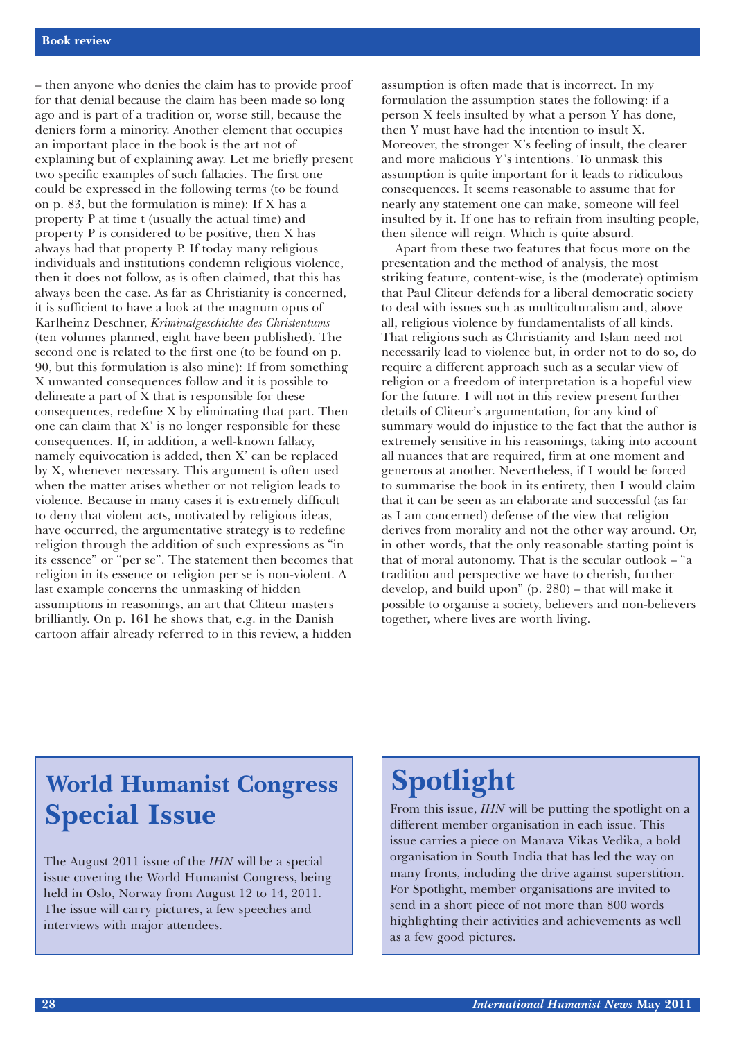– then anyone who denies the claim has to provide proof for that denial because the claim has been made so long ago and is part of a tradition or, worse still, because the deniers form a minority. Another element that occupies an important place in the book is the art not of explaining but of explaining away. Let me briefly present two specific examples of such fallacies. The first one could be expressed in the following terms (to be found on p. 83, but the formulation is mine): If X has a property P at time t (usually the actual time) and property P is considered to be positive, then X has always had that property P. If today many religious individuals and institutions condemn religious violence, then it does not follow, as is often claimed, that this has always been the case. As far as Christianity is concerned, it is sufficient to have a look at the magnum opus of Karlheinz Deschner, *Kriminalgeschichte des Christentums* (ten volumes planned, eight have been published). The second one is related to the first one (to be found on p. 90, but this formulation is also mine): If from something X unwanted consequences follow and it is possible to delineate a part of X that is responsible for these consequences, redefine X by eliminating that part. Then one can claim that X' is no longer responsible for these consequences. If, in addition, a well-known fallacy, namely equivocation is added, then X' can be replaced by X, whenever necessary. This argument is often used when the matter arises whether or not religion leads to violence. Because in many cases it is extremely difficult to deny that violent acts, motivated by religious ideas, have occurred, the argumentative strategy is to redefine religion through the addition of such expressions as "in its essence" or "per se". The statement then becomes that religion in its essence or religion per se is non-violent. A last example concerns the unmasking of hidden assumptions in reasonings, an art that Cliteur masters brilliantly. On p. 161 he shows that, e.g. in the Danish cartoon affair already referred to in this review, a hidden assumption is often made that is incorrect. In my formulation the assumption states the following: if a person X feels insulted by what a person Y has done, then Y must have had the intention to insult X. Moreover, the stronger X's feeling of insult, the clearer and more malicious Y's intentions. To unmask this assumption is quite important for it leads to ridiculous consequences. It seems reasonable to assume that for nearly any statement one can make, someone will feel insulted by it. If one has to refrain from insulting people, then silence will reign. Which is quite absurd.

Apart from these two features that focus more on the presentation and the method of analysis, the most striking feature, content-wise, is the (moderate) optimism that Paul Cliteur defends for a liberal democratic society to deal with issues such as multiculturalism and, above all, religious violence by fundamentalists of all kinds. That religions such as Christianity and Islam need not necessarily lead to violence but, in order not to do so, do require a different approach such as a secular view of religion or a freedom of interpretation is a hopeful view for the future. I will not in this review present further details of Cliteur's argumentation, for any kind of summary would do injustice to the fact that the author is extremely sensitive in his reasonings, taking into account all nuances that are required, firm at one moment and generous at another. Nevertheless, if I would be forced to summarise the book in its entirety, then I would claim that it can be seen as an elaborate and successful (as far as I am concerned) defense of the view that religion derives from morality and not the other way around. Or, in other words, that the only reasonable starting point is that of moral autonomy. That is the secular outlook – "a tradition and perspective we have to cherish, further develop, and build upon" (p. 280) – that will make it possible to organise a society, believers and non-believers together, where lives are worth living.

## World Humanist Congress Special Issue

The August 2011 issue of the *IHN* will be a special issue covering the World Humanist Congress, being held in Oslo, Norway from August 12 to 14, 2011. The issue will carry pictures, a few speeches and interviews with major attendees.

## Spotlight

From this issue, *IHN* will be putting the spotlight on a different member organisation in each issue. This issue carries a piece on Manava Vikas Vedika, a bold organisation in South India that has led the way on many fronts, including the drive against superstition. For Spotlight, member organisations are invited to send in a short piece of not more than 800 words highlighting their activities and achievements as well as a few good pictures.